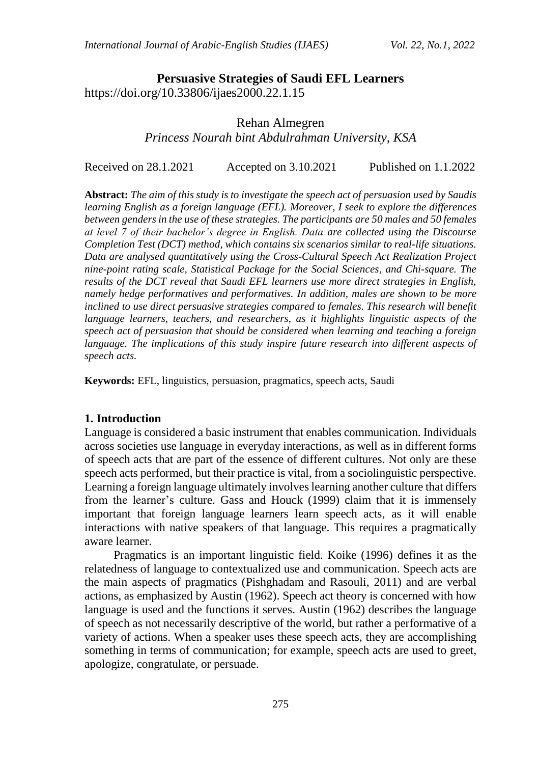# Persuasive Strategies of Saudi EFL Learners

https://doi.org/10.33806/ijaes2000.22.1.15

Rehan Almegren

*Princess Nourah bint Abdulrahman University, KSA*

Received on 28.1.2021 Accepted on 3.10.2021 Published on 1.1.2022

**Abstract:** *The aim of this study is to investigate the speech act of persuasion used by Saudis learning English as a foreign language (EFL). Moreover, I seek to explore the differences between genders in the use of these strategies. The participants are 50 males and 50 females at level 7 of their bachelor's degree in English. Data are collected using the Discourse Completion Test (DCT) method, which contains six scenarios similar to real-life situations. Data are analysed quantitatively using the Cross-Cultural Speech Act Realization Project nine-point rating scale, Statistical Package for the Social Sciences, and Chi-square. The results of the DCT reveal that Saudi EFL learners use more direct strategies in English, namely hedge performatives and performatives. In addition, males are shown to be more inclined to use direct persuasive strategies compared to females. This research will benefit language learners, teachers, and researchers, as it highlights linguistic aspects of the speech act of persuasion that should be considered when learning and teaching a foreign language. The implications of this study inspire future research into different aspects of speech acts.*

**Keywords:** EFL, linguistics, persuasion, pragmatics, speech acts, Saudi

## 1. Introduction

Language is considered a basic instrument that enables communication. Individuals across societies use language in everyday interactions, as well as in different forms of speech acts that are part of the essence of different cultures. Not only are these speech acts performed, but their practice is vital, from a sociolinguistic perspective. Learning a foreign language ultimately involves learning another culture that differs from the learner's culture. Gass and Houck (1999) claim that it is immensely important that foreign language learners learn speech acts, as it will enable interactions with native speakers of that language. This requires a pragmatically aware learner.

Pragmatics is an important linguistic field. Koike (1996) defines it as the relatedness of language to contextualized use and communication. Speech acts are the main aspects of pragmatics (Pishghadam and Rasouli, 2011) and are verbal actions, as emphasized by Austin (1962). Speech act theory is concerned with how language is used and the functions it serves. Austin (1962) describes the language of speech as not necessarily descriptive of the world, but rather a performative of a variety of actions. When a speaker uses these speech acts, they are accomplishing something in terms of communication; for example, speech acts are used to greet, apologize, congratulate, or persuade.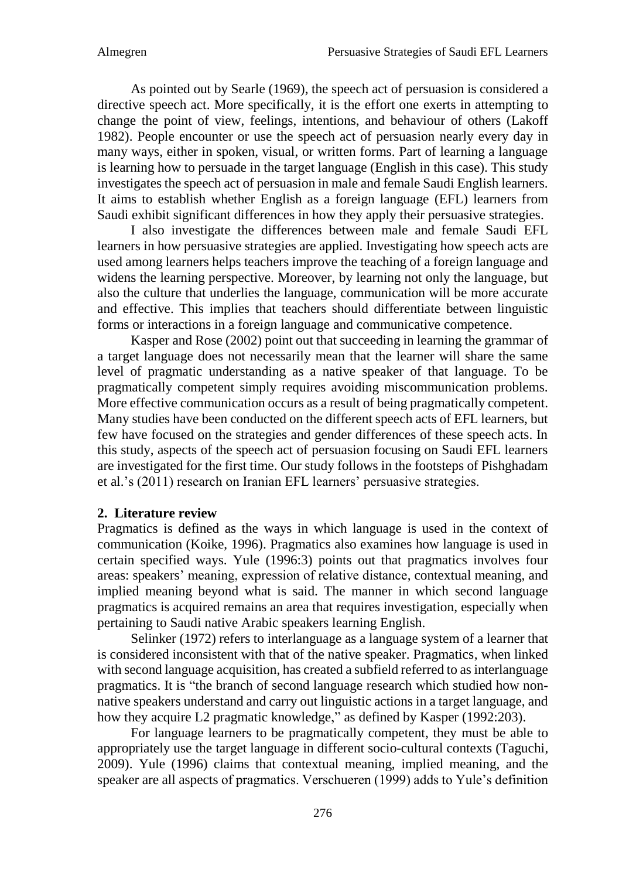As pointed out by Searle (1969), the speech act of persuasion is considered a directive speech act. More specifically, it is the effort one exerts in attempting to change the point of view, feelings, intentions, and behaviour of others (Lakoff 1982). People encounter or use the speech act of persuasion nearly every day in many ways, either in spoken, visual, or written forms. Part of learning a language is learning how to persuade in the target language (English in this case). This study investigates the speech act of persuasion in male and female Saudi English learners. It aims to establish whether English as a foreign language (EFL) learners from Saudi exhibit significant differences in how they apply their persuasive strategies.

I also investigate the differences between male and female Saudi EFL learners in how persuasive strategies are applied. Investigating how speech acts are used among learners helps teachers improve the teaching of a foreign language and widens the learning perspective. Moreover, by learning not only the language, but also the culture that underlies the language, communication will be more accurate and effective. This implies that teachers should differentiate between linguistic forms or interactions in a foreign language and communicative competence.

Kasper and Rose (2002) point out that succeeding in learning the grammar of a target language does not necessarily mean that the learner will share the same level of pragmatic understanding as a native speaker of that language. To be pragmatically competent simply requires avoiding miscommunication problems. More effective communication occurs as a result of being pragmatically competent. Many studies have been conducted on the different speech acts of EFL learners, but few have focused on the strategies and gender differences of these speech acts. In this study, aspects of the speech act of persuasion focusing on Saudi EFL learners are investigated for the first time. Our study follows in the footsteps of Pishghadam et al.'s (2011) research on Iranian EFL learners' persuasive strategies.

## 2. Literature review

Pragmatics is defined as the ways in which language is used in the context of communication (Koike, 1996). Pragmatics also examines how language is used in certain specified ways. Yule (1996:3) points out that pragmatics involves four areas: speakers' meaning, expression of relative distance, contextual meaning, and implied meaning beyond what is said. The manner in which second language pragmatics is acquired remains an area that requires investigation, especially when pertaining to Saudi native Arabic speakers learning English.

Selinker (1972) refers to interlanguage as a language system of a learner that is considered inconsistent with that of the native speaker. Pragmatics, when linked with second language acquisition, has created a subfield referred to as interlanguage pragmatics. It is "the branch of second language research which studied how non-native speakers understand and carry out linguistic actions in a target language, and how they acquire L2 pragmatic knowledge," as defined by Kasper (1992:203).

For language learners to be pragmatically competent, they must be able to appropriately use the target language in different socio-cultural contexts (Taguchi, 2009). Yule (1996) claims that contextual meaning, implied meaning, and the speaker are all aspects of pragmatics. Verschueren (1999) adds to Yule's definition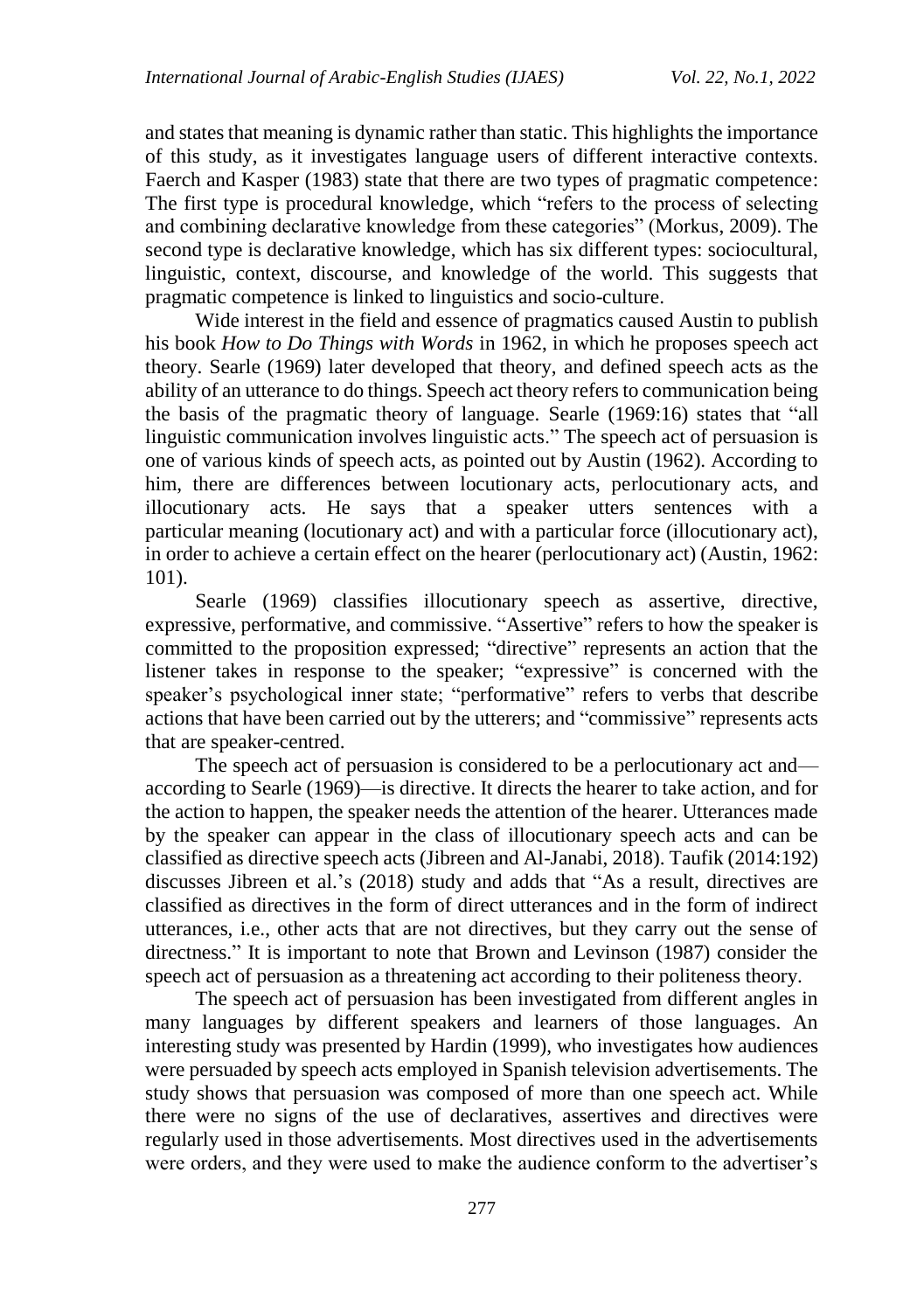and states that meaning is dynamic rather than static. This highlights the importance of this study, as it investigates language users of different interactive contexts. Faerch and Kasper (1983) state that there are two types of pragmatic competence: The first type is procedural knowledge, which "refers to the process of selecting and combining declarative knowledge from these categories" (Morkus, 2009). The second type is declarative knowledge, which has six different types: sociocultural, linguistic, context, discourse, and knowledge of the world. This suggests that pragmatic competence is linked to linguistics and socio-culture.

Wide interest in the field and essence of pragmatics caused Austin to publish his book *How to Do Things with Words* in 1962, in which he proposes speech act theory. Searle (1969) later developed that theory, and defined speech acts as the ability of an utterance to do things. Speech act theory refers to communication being the basis of the pragmatic theory of language. Searle (1969:16) states that "all linguistic communication involves linguistic acts." The speech act of persuasion is one of various kinds of speech acts, as pointed out by Austin (1962). According to him, there are differences between locutionary acts, perlocutionary acts, and illocutionary acts. He says that a speaker utters sentences with a particular meaning (locutionary act) and with a particular force (illocutionary act), in order to achieve a certain effect on the hearer (perlocutionary act) (Austin, 1962: 101).

Searle (1969) classifies illocutionary speech as assertive, directive, expressive, performative, and commissive. "Assertive" refers to how the speaker is committed to the proposition expressed; "directive" represents an action that the listener takes in response to the speaker; "expressive" is concerned with the speaker's psychological inner state; "performative" refers to verbs that describe actions that have been carried out by the utterers; and "commissive" represents acts that are speaker-centred.

The speech act of persuasion is considered to be a perlocutionary act and—according to Searle (1969)—is directive. It directs the hearer to take action, and for the action to happen, the speaker needs the attention of the hearer. Utterances made by the speaker can appear in the class of illocutionary speech acts and can be classified as directive speech acts (Jibreen and Al-Janabi, 2018). Taufik (2014:192) discusses Jibreen et al.'s (2018) study and adds that "As a result, directives are classified as directives in the form of direct utterances and in the form of indirect utterances, i.e., other acts that are not directives, but they carry out the sense of directness." It is important to note that Brown and Levinson (1987) consider the speech act of persuasion as a threatening act according to their politeness theory.

The speech act of persuasion has been investigated from different angles in many languages by different speakers and learners of those languages. An interesting study was presented by Hardin (1999), who investigates how audiences were persuaded by speech acts employed in Spanish television advertisements. The study shows that persuasion was composed of more than one speech act. While there were no signs of the use of declaratives, assertives and directives were regularly used in those advertisements. Most directives used in the advertisements were orders, and they were used to make the audience conform to the advertiser's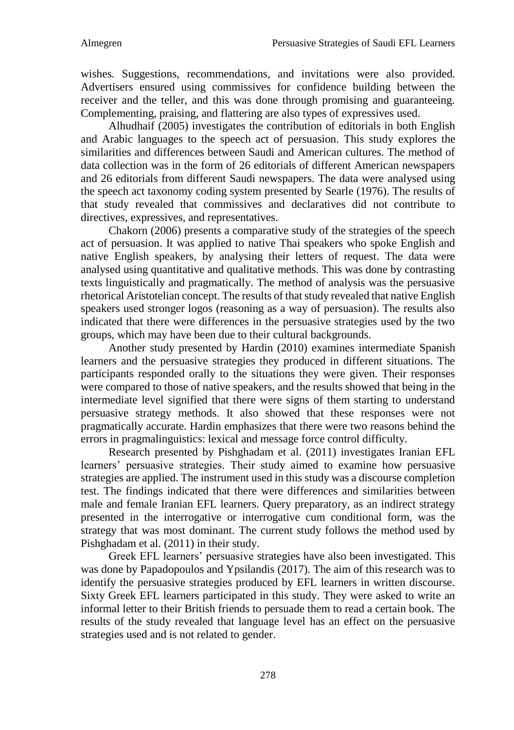wishes. Suggestions, recommendations, and invitations were also provided. Advertisers ensured using commissives for confidence building between the receiver and the teller, and this was done through promising and guaranteeing. Complementing, praising, and flattering are also types of expressives used.

Alhudhaif (2005) investigates the contribution of editorials in both English and Arabic languages to the speech act of persuasion. This study explores the similarities and differences between Saudi and American cultures. The method of data collection was in the form of 26 editorials of different American newspapers and 26 editorials from different Saudi newspapers. The data were analysed using the speech act taxonomy coding system presented by Searle (1976). The results of that study revealed that commissives and declaratives did not contribute to directives, expressives, and representatives.

Chakorn (2006) presents a comparative study of the strategies of the speech act of persuasion. It was applied to native Thai speakers who spoke English and native English speakers, by analysing their letters of request. The data were analysed using quantitative and qualitative methods. This was done by contrasting texts linguistically and pragmatically. The method of analysis was the persuasive rhetorical Aristotelian concept. The results of that study revealed that native English speakers used stronger logos (reasoning as a way of persuasion). The results also indicated that there were differences in the persuasive strategies used by the two groups, which may have been due to their cultural backgrounds.

Another study presented by Hardin (2010) examines intermediate Spanish learners and the persuasive strategies they produced in different situations. The participants responded orally to the situations they were given. Their responses were compared to those of native speakers, and the results showed that being in the intermediate level signified that there were signs of them starting to understand persuasive strategy methods. It also showed that these responses were not pragmatically accurate. Hardin emphasizes that there were two reasons behind the errors in pragmalinguistics: lexical and message force control difficulty.

Research presented by Pishghadam et al. (2011) investigates Iranian EFL learners' persuasive strategies. Their study aimed to examine how persuasive strategies are applied. The instrument used in this study was a discourse completion test. The findings indicated that there were differences and similarities between male and female Iranian EFL learners. Query preparatory, as an indirect strategy presented in the interrogative or interrogative cum conditional form, was the strategy that was most dominant. The current study follows the method used by Pishghadam et al. (2011) in their study.

Greek EFL learners' persuasive strategies have also been investigated. This was done by Papadopoulos and Ypsilandis (2017). The aim of this research was to identify the persuasive strategies produced by EFL learners in written discourse. Sixty Greek EFL learners participated in this study. They were asked to write an informal letter to their British friends to persuade them to read a certain book. The results of the study revealed that language level has an effect on the persuasive strategies used and is not related to gender.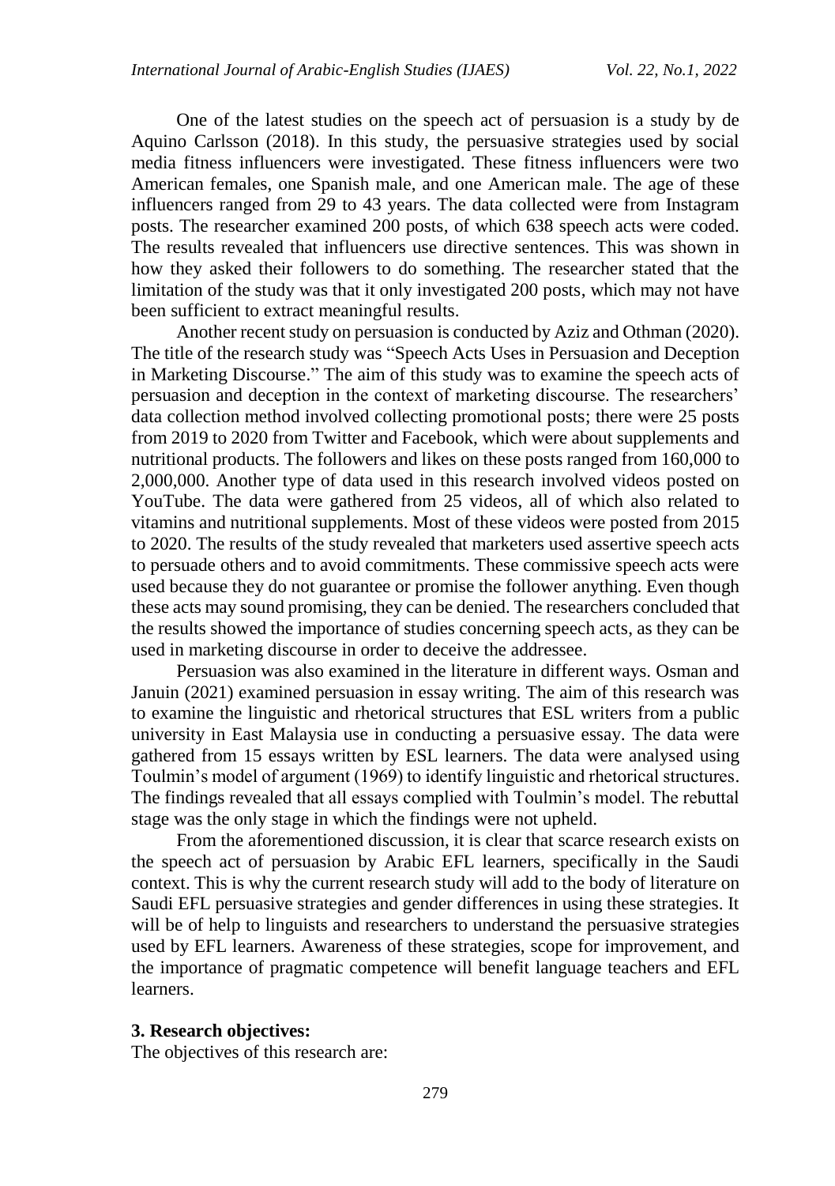One of the latest studies on the speech act of persuasion is a study by de Aquino Carlsson (2018). In this study, the persuasive strategies used by social media fitness influencers were investigated. These fitness influencers were two American females, one Spanish male, and one American male. The age of these influencers ranged from 29 to 43 years. The data collected were from Instagram posts. The researcher examined 200 posts, of which 638 speech acts were coded. The results revealed that influencers use directive sentences. This was shown in how they asked their followers to do something. The researcher stated that the limitation of the study was that it only investigated 200 posts, which may not have been sufficient to extract meaningful results.

Another recent study on persuasion is conducted by Aziz and Othman (2020). The title of the research study was "Speech Acts Uses in Persuasion and Deception in Marketing Discourse." The aim of this study was to examine the speech acts of persuasion and deception in the context of marketing discourse. The researchers' data collection method involved collecting promotional posts; there were 25 posts from 2019 to 2020 from Twitter and Facebook, which were about supplements and nutritional products. The followers and likes on these posts ranged from 160,000 to 2,000,000. Another type of data used in this research involved videos posted on YouTube. The data were gathered from 25 videos, all of which also related to vitamins and nutritional supplements. Most of these videos were posted from 2015 to 2020. The results of the study revealed that marketers used assertive speech acts to persuade others and to avoid commitments. These commissive speech acts were used because they do not guarantee or promise the follower anything. Even though these acts may sound promising, they can be denied. The researchers concluded that the results showed the importance of studies concerning speech acts, as they can be used in marketing discourse in order to deceive the addressee.

Persuasion was also examined in the literature in different ways. Osman and Januin (2021) examined persuasion in essay writing. The aim of this research was to examine the linguistic and rhetorical structures that ESL writers from a public university in East Malaysia use in conducting a persuasive essay. The data were gathered from 15 essays written by ESL learners. The data were analysed using Toulmin's model of argument (1969) to identify linguistic and rhetorical structures. The findings revealed that all essays complied with Toulmin's model. The rebuttal stage was the only stage in which the findings were not upheld.

From the aforementioned discussion, it is clear that scarce research exists on the speech act of persuasion by Arabic EFL learners, specifically in the Saudi context. This is why the current research study will add to the body of literature on Saudi EFL persuasive strategies and gender differences in using these strategies. It will be of help to linguists and researchers to understand the persuasive strategies used by EFL learners. Awareness of these strategies, scope for improvement, and the importance of pragmatic competence will benefit language teachers and EFL learners.

## 3. Research objectives:

The objectives of this research are: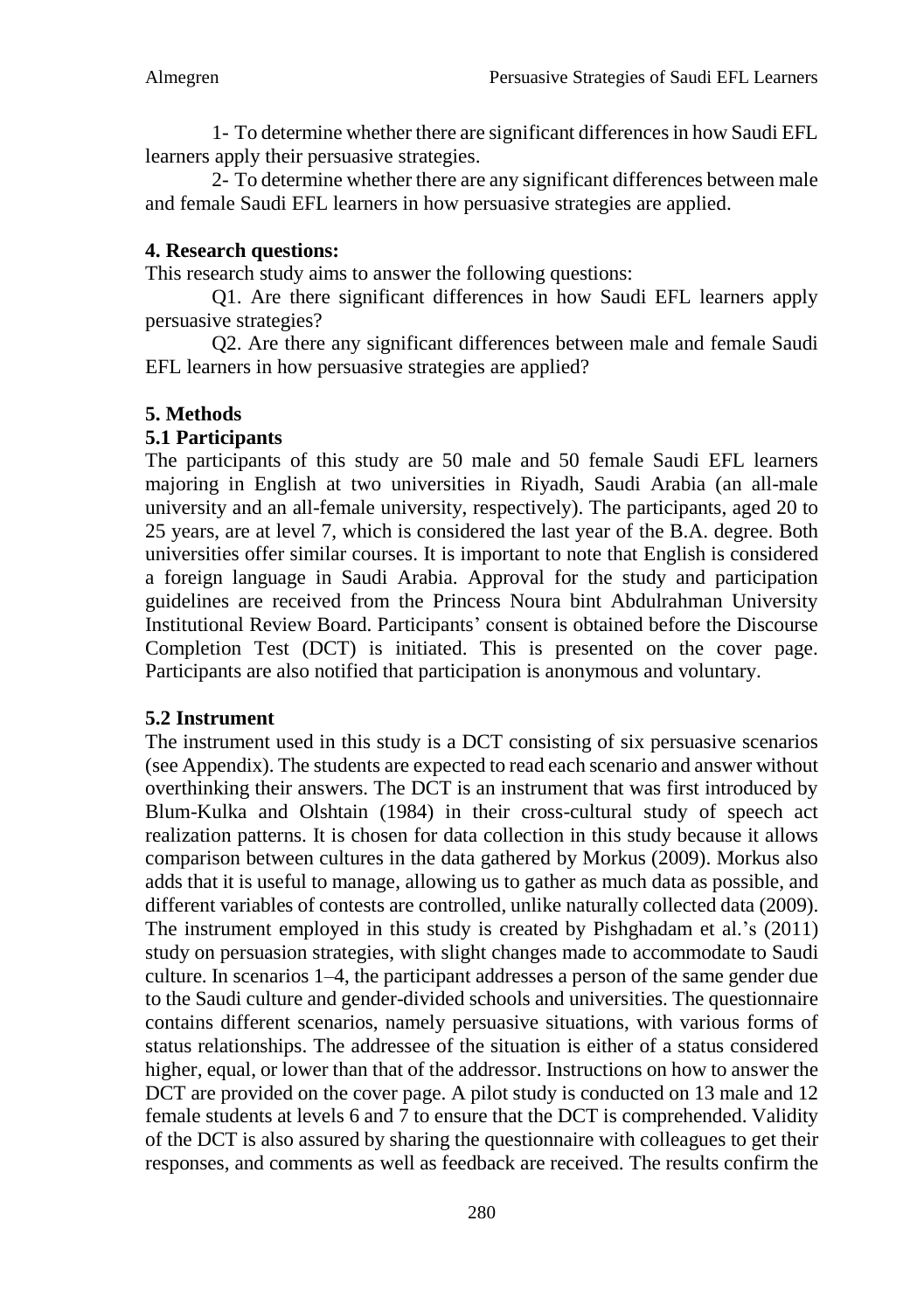1- To determine whether there are significant differences in how Saudi EFL learners apply their persuasive strategies.

2- To determine whether there are any significant differences between male and female Saudi EFL learners in how persuasive strategies are applied.

## 4. Research questions:

This research study aims to answer the following questions:

Q1. Are there significant differences in how Saudi EFL learners apply persuasive strategies?

Q2. Are there any significant differences between male and female Saudi EFL learners in how persuasive strategies are applied?

## 5. Methods

### 5.1 Participants

The participants of this study are 50 male and 50 female Saudi EFL learners majoring in English at two universities in Riyadh, Saudi Arabia (an all-male university and an all-female university, respectively). The participants, aged 20 to 25 years, are at level 7, which is considered the last year of the B.A. degree. Both universities offer similar courses. It is important to note that English is considered a foreign language in Saudi Arabia. Approval for the study and participation guidelines are received from the Princess Noura bint Abdulrahman University Institutional Review Board. Participants' consent is obtained before the Discourse Completion Test (DCT) is initiated. This is presented on the cover page. Participants are also notified that participation is anonymous and voluntary.

### 5.2 Instrument

The instrument used in this study is a DCT consisting of six persuasive scenarios (see Appendix). The students are expected to read each scenario and answer without overthinking their answers. The DCT is an instrument that was first introduced by Blum-Kulka and Olshtain (1984) in their cross-cultural study of speech act realization patterns. It is chosen for data collection in this study because it allows comparison between cultures in the data gathered by Morkus (2009). Morkus also adds that it is useful to manage, allowing us to gather as much data as possible, and different variables of contests are controlled, unlike naturally collected data (2009). The instrument employed in this study is created by Pishghadam et al.'s (2011) study on persuasion strategies, with slight changes made to accommodate to Saudi culture. In scenarios 1–4, the participant addresses a person of the same gender due to the Saudi culture and gender-divided schools and universities. The questionnaire contains different scenarios, namely persuasive situations, with various forms of status relationships. The addressee of the situation is either of a status considered higher, equal, or lower than that of the addressor. Instructions on how to answer the DCT are provided on the cover page. A pilot study is conducted on 13 male and 12 female students at levels 6 and 7 to ensure that the DCT is comprehended. Validity of the DCT is also assured by sharing the questionnaire with colleagues to get their responses, and comments as well as feedback are received. The results confirm the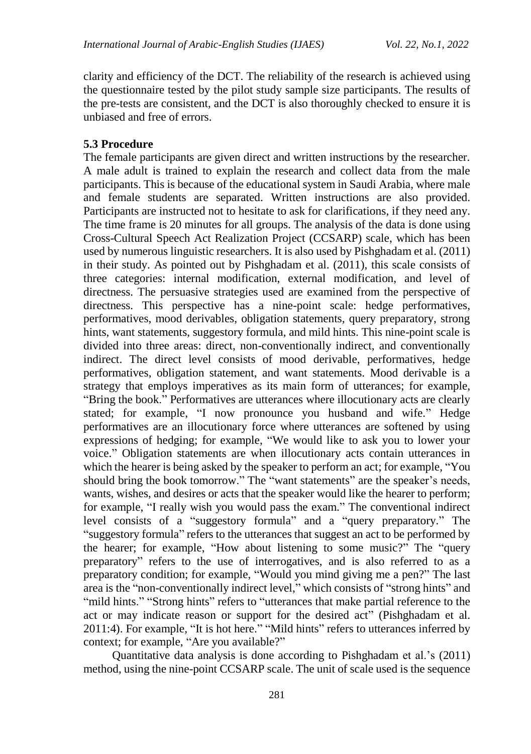clarity and efficiency of the DCT. The reliability of the research is achieved using the questionnaire tested by the pilot study sample size participants. The results of the pre-tests are consistent, and the DCT is also thoroughly checked to ensure it is unbiased and free of errors.

### 5.3 Procedure

The female participants are given direct and written instructions by the researcher. A male adult is trained to explain the research and collect data from the male participants. This is because of the educational system in Saudi Arabia, where male and female students are separated. Written instructions are also provided. Participants are instructed not to hesitate to ask for clarifications, if they need any. The time frame is 20 minutes for all groups. The analysis of the data is done using Cross-Cultural Speech Act Realization Project (CCSARP) scale, which has been used by numerous linguistic researchers. It is also used by Pishghadam et al. (2011) in their study. As pointed out by Pishghadam et al. (2011), this scale consists of three categories: internal modification, external modification, and level of directness. The persuasive strategies used are examined from the perspective of directness. This perspective has a nine-point scale: hedge performatives, performatives, mood derivables, obligation statements, query preparatory, strong hints, want statements, suggestory formula, and mild hints. This nine-point scale is divided into three areas: direct, non-conventionally indirect, and conventionally indirect. The direct level consists of mood derivable, performatives, hedge performatives, obligation statement, and want statements. Mood derivable is a strategy that employs imperatives as its main form of utterances; for example, "Bring the book." Performatives are utterances where illocutionary acts are clearly stated; for example, "I now pronounce you husband and wife." Hedge performatives are an illocutionary force where utterances are softened by using expressions of hedging; for example, "We would like to ask you to lower your voice." Obligation statements are when illocutionary acts contain utterances in which the hearer is being asked by the speaker to perform an act; for example, "You should bring the book tomorrow." The "want statements" are the speaker's needs, wants, wishes, and desires or acts that the speaker would like the hearer to perform; for example, "I really wish you would pass the exam." The conventional indirect level consists of a "suggestory formula" and a "query preparatory." The "suggestory formula" refers to the utterances that suggest an act to be performed by the hearer; for example, "How about listening to some music?" The "query preparatory" refers to the use of interrogatives, and is also referred to as a preparatory condition; for example, "Would you mind giving me a pen?" The last area is the "non-conventionally indirect level," which consists of "strong hints" and "mild hints." "Strong hints" refers to "utterances that make partial reference to the act or may indicate reason or support for the desired act" (Pishghadam et al. 2011:4). For example, "It is hot here." "Mild hints" refers to utterances inferred by context; for example, "Are you available?"

Quantitative data analysis is done according to Pishghadam et al.'s (2011) method, using the nine-point CCSARP scale. The unit of scale used is the sequence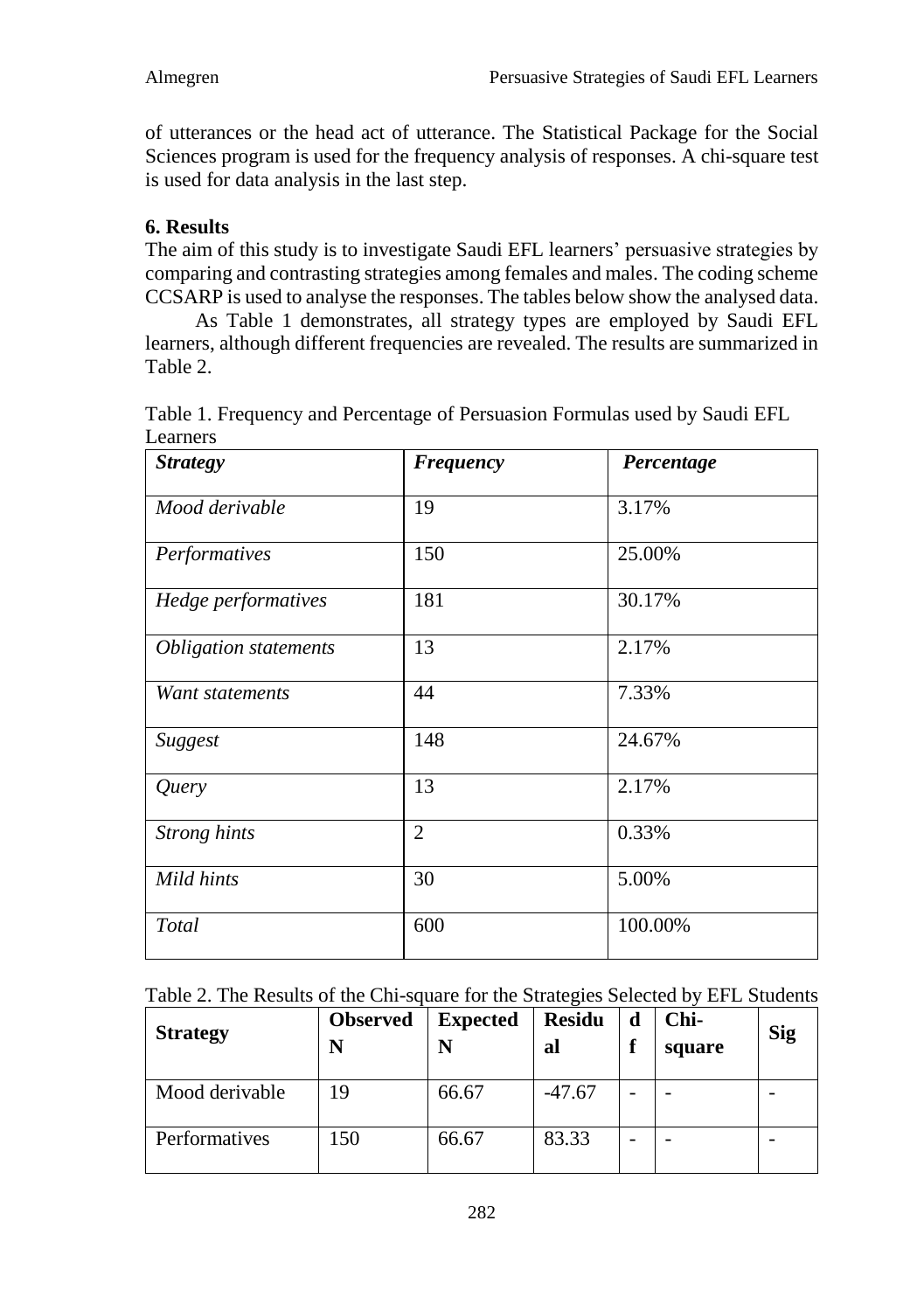of utterances or the head act of utterance. The Statistical Package for the Social Sciences program is used for the frequency analysis of responses. A chi-square test is used for data analysis in the last step.

## 6. Results

The aim of this study is to investigate Saudi EFL learners' persuasive strategies by comparing and contrasting strategies among females and males. The coding scheme CCSARP is used to analyse the responses. The tables below show the analysed data.

As Table 1 demonstrates, all strategy types are employed by Saudi EFL learners, although different frequencies are revealed. The results are summarized in Table 2.

Table 1. Frequency and Percentage of Persuasion Formulas used by Saudi EFL Learners

| *Strategy* | *Frequency* | *Percentage* |
|---|---|---|
| *Mood derivable* | 19 | 3.17% |
| *Performatives* | 150 | 25.00% |
| *Hedge performatives* | 181 | 30.17% |
| *Obligation statements* | 13 | 2.17% |
| *Want statements* | 44 | 7.33% |
| *Suggest* | 148 | 24.67% |
| *Query* | 13 | 2.17% |
| *Strong hints* | 2 | 0.33% |
| *Mild hints* | 30 | 5.00% |
| *Total* | 600 | 100.00% |

Table 2. The Results of the Chi-square for the Strategies Selected by EFL Students

| **Strategy** | **Observed N** | **Expected N** | **Residual** | **df** | **Chi-square** | **Sig** |
|---|---|---|---|---|---|---|
| Mood derivable | 19 | 66.67 | -47.67 | - | - | - |
| Performatives | 150 | 66.67 | 83.33 | - | - | - |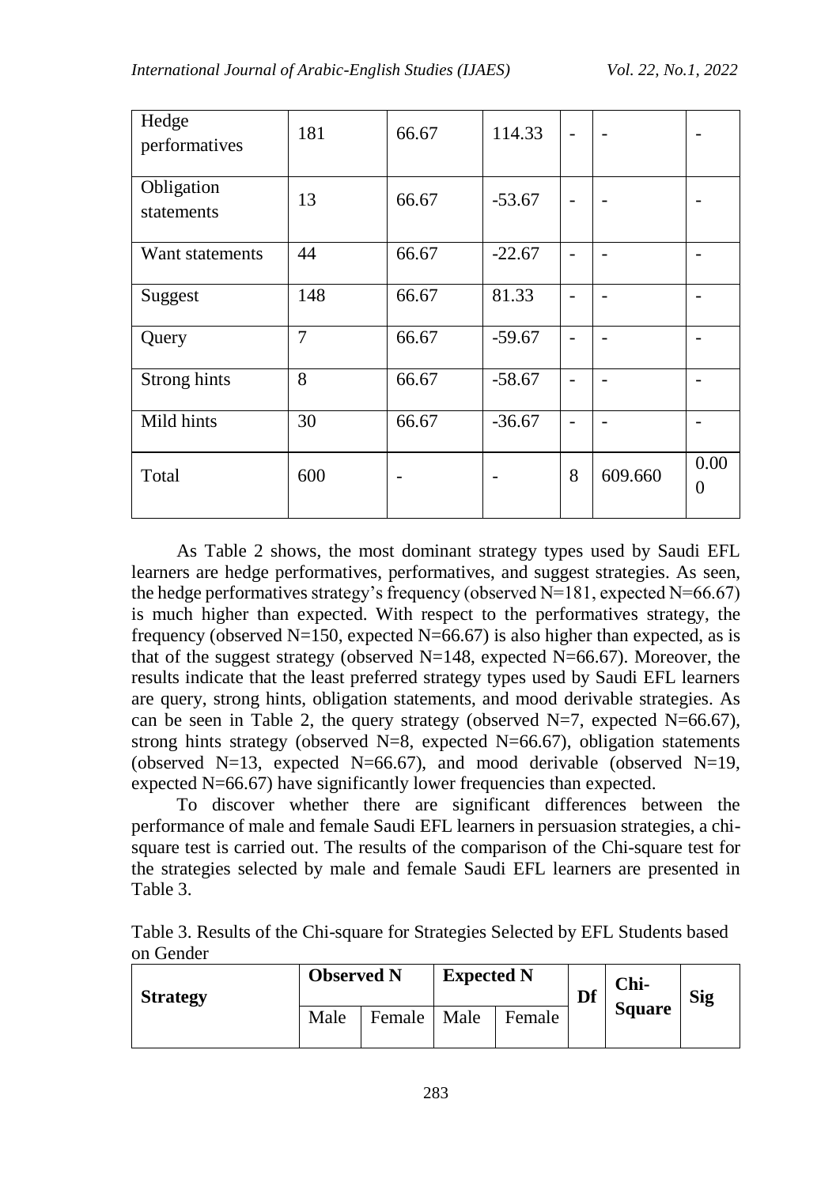| | | | | | | |
|---|---|---|---|---|---|---|
| Hedge performatives | 181 | 66.67 | 114.33 | - | - | - |
| Obligation statements | 13 | 66.67 | -53.67 | - | - | - |
| Want statements | 44 | 66.67 | -22.67 | - | - | - |
| Suggest | 148 | 66.67 | 81.33 | - | - | - |
| Query | 7 | 66.67 | -59.67 | - | - | - |
| Strong hints | 8 | 66.67 | -58.67 | - | - | - |
| Mild hints | 30 | 66.67 | -36.67 | - | - | - |
| Total | 600 | - | - | 8 | 609.660 | 0.000 |

As Table 2 shows, the most dominant strategy types used by Saudi EFL learners are hedge performatives, performatives, and suggest strategies. As seen, the hedge performatives strategy's frequency (observed N=181, expected N=66.67) is much higher than expected. With respect to the performatives strategy, the frequency (observed N=150, expected N=66.67) is also higher than expected, as is that of the suggest strategy (observed N=148, expected N=66.67). Moreover, the results indicate that the least preferred strategy types used by Saudi EFL learners are query, strong hints, obligation statements, and mood derivable strategies. As can be seen in Table 2, the query strategy (observed N=7, expected N=66.67), strong hints strategy (observed N=8, expected N=66.67), obligation statements (observed N=13, expected N=66.67), and mood derivable (observed N=19, expected N=66.67) have significantly lower frequencies than expected.

To discover whether there are significant differences between the performance of male and female Saudi EFL learners in persuasion strategies, a chi-square test is carried out. The results of the comparison of the Chi-square test for the strategies selected by male and female Saudi EFL learners are presented in Table 3.

Table 3. Results of the Chi-square for Strategies Selected by EFL Students based on Gender

| **Strategy** | **Observed N** | | **Expected N** | | **Df** | **Chi-Square** | **Sig** |
|---|---|---|---|---|---|---|---|
| | Male | Female | Male | Female | | | |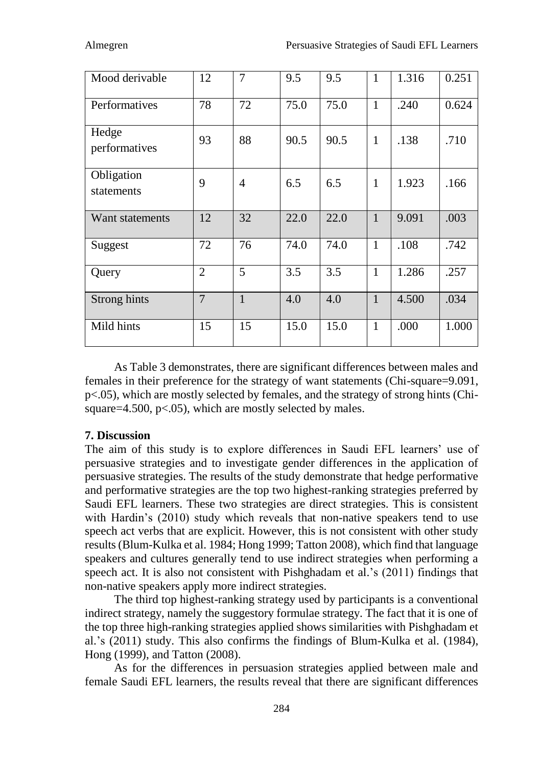| | | | | | | | |
|---|---|---|---|---|---|---|---|
| Mood derivable | 12 | 7 | 9.5 | 9.5 | 1 | 1.316 | 0.251 |
| Performatives | 78 | 72 | 75.0 | 75.0 | 1 | .240 | 0.624 |
| Hedge performatives | 93 | 88 | 90.5 | 90.5 | 1 | .138 | .710 |
| Obligation statements | 9 | 4 | 6.5 | 6.5 | 1 | 1.923 | .166 |
| Want statements | 12 | 32 | 22.0 | 22.0 | 1 | 9.091 | .003 |
| Suggest | 72 | 76 | 74.0 | 74.0 | 1 | .108 | .742 |
| Query | 2 | 5 | 3.5 | 3.5 | 1 | 1.286 | .257 |
| Strong hints | 7 | 1 | 4.0 | 4.0 | 1 | 4.500 | .034 |
| Mild hints | 15 | 15 | 15.0 | 15.0 | 1 | .000 | 1.000 |

As Table 3 demonstrates, there are significant differences between males and females in their preference for the strategy of want statements (Chi-square=9.091, $p<.05$), which are mostly selected by females, and the strategy of strong hints (Chi-square=4.500, $p<.05$), which are mostly selected by males.

## 7. Discussion

The aim of this study is to explore differences in Saudi EFL learners' use of persuasive strategies and to investigate gender differences in the application of persuasive strategies. The results of the study demonstrate that hedge performative and performative strategies are the top two highest-ranking strategies preferred by Saudi EFL learners. These two strategies are direct strategies. This is consistent with Hardin's (2010) study which reveals that non-native speakers tend to use speech act verbs that are explicit. However, this is not consistent with other study results (Blum-Kulka et al. 1984; Hong 1999; Tatton 2008), which find that language speakers and cultures generally tend to use indirect strategies when performing a speech act. It is also not consistent with Pishghadam et al.'s (2011) findings that non-native speakers apply more indirect strategies.

The third top highest-ranking strategy used by participants is a conventional indirect strategy, namely the suggestory formulae strategy. The fact that it is one of the top three high-ranking strategies applied shows similarities with Pishghadam et al.'s (2011) study. This also confirms the findings of Blum-Kulka et al. (1984), Hong (1999), and Tatton (2008).

As for the differences in persuasion strategies applied between male and female Saudi EFL learners, the results reveal that there are significant differences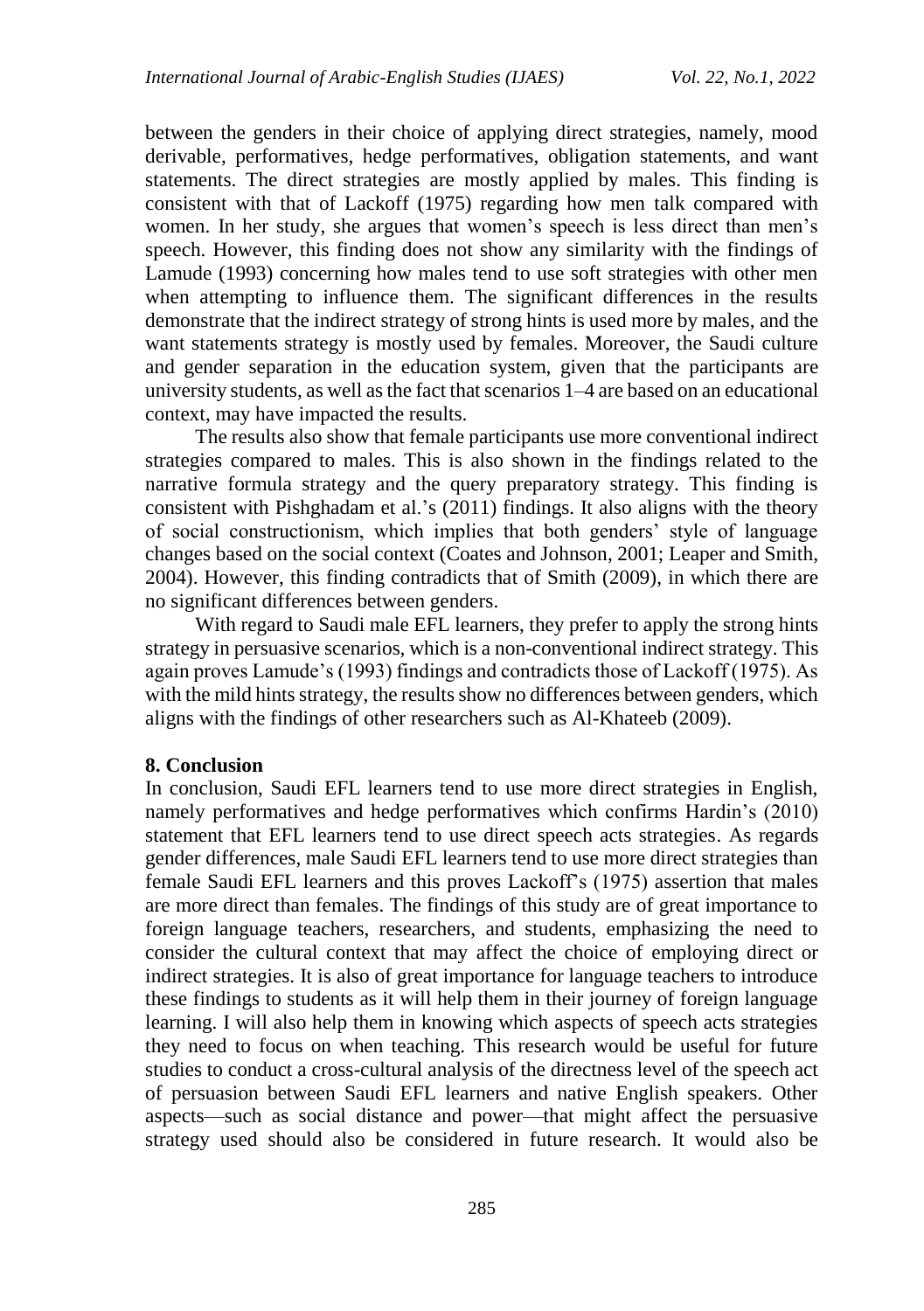between the genders in their choice of applying direct strategies, namely, mood derivable, performatives, hedge performatives, obligation statements, and want statements. The direct strategies are mostly applied by males. This finding is consistent with that of Lackoff (1975) regarding how men talk compared with women. In her study, she argues that women's speech is less direct than men's speech. However, this finding does not show any similarity with the findings of Lamude (1993) concerning how males tend to use soft strategies with other men when attempting to influence them. The significant differences in the results demonstrate that the indirect strategy of strong hints is used more by males, and the want statements strategy is mostly used by females. Moreover, the Saudi culture and gender separation in the education system, given that the participants are university students, as well as the fact that scenarios 1–4 are based on an educational context, may have impacted the results.

The results also show that female participants use more conventional indirect strategies compared to males. This is also shown in the findings related to the narrative formula strategy and the query preparatory strategy. This finding is consistent with Pishghadam et al.'s (2011) findings. It also aligns with the theory of social constructionism, which implies that both genders' style of language changes based on the social context (Coates and Johnson, 2001; Leaper and Smith, 2004). However, this finding contradicts that of Smith (2009), in which there are no significant differences between genders.

With regard to Saudi male EFL learners, they prefer to apply the strong hints strategy in persuasive scenarios, which is a non-conventional indirect strategy. This again proves Lamude's (1993) findings and contradicts those of Lackoff (1975). As with the mild hints strategy, the results show no differences between genders, which aligns with the findings of other researchers such as Al-Khateeb (2009).

## 8. Conclusion

In conclusion, Saudi EFL learners tend to use more direct strategies in English, namely performatives and hedge performatives which confirms Hardin's (2010) statement that EFL learners tend to use direct speech acts strategies. As regards gender differences, male Saudi EFL learners tend to use more direct strategies than female Saudi EFL learners and this proves Lackoff's (1975) assertion that males are more direct than females. The findings of this study are of great importance to foreign language teachers, researchers, and students, emphasizing the need to consider the cultural context that may affect the choice of employing direct or indirect strategies. It is also of great importance for language teachers to introduce these findings to students as it will help them in their journey of foreign language learning. I will also help them in knowing which aspects of speech acts strategies they need to focus on when teaching. This research would be useful for future studies to conduct a cross-cultural analysis of the directness level of the speech act of persuasion between Saudi EFL learners and native English speakers. Other aspects—such as social distance and power—that might affect the persuasive strategy used should also be considered in future research. It would also be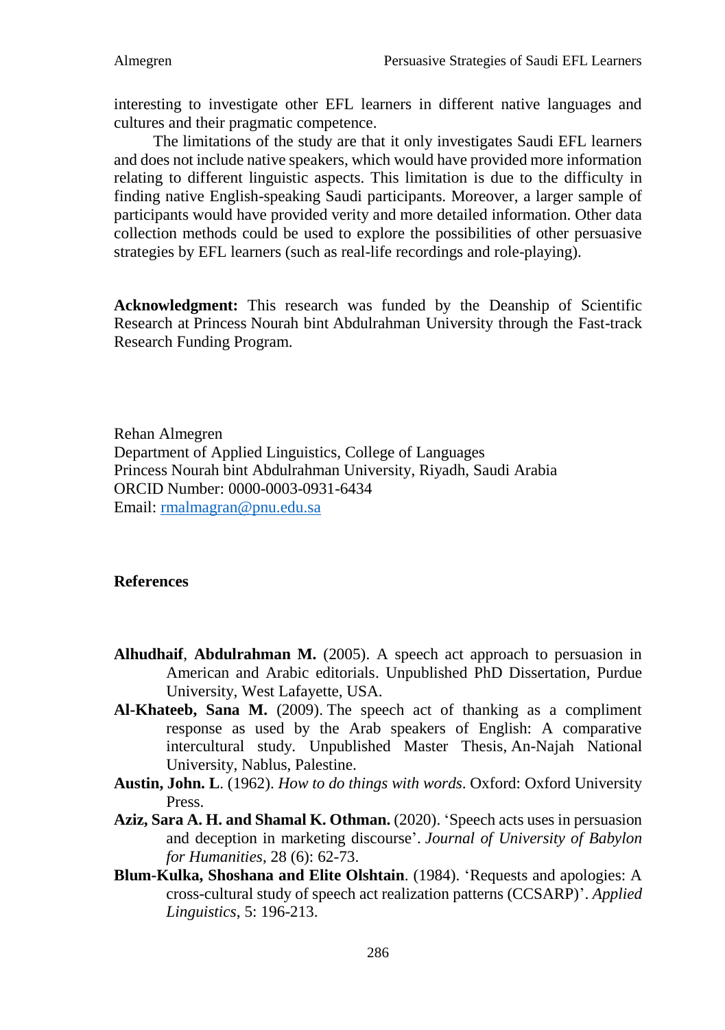interesting to investigate other EFL learners in different native languages and cultures and their pragmatic competence.

The limitations of the study are that it only investigates Saudi EFL learners and does not include native speakers, which would have provided more information relating to different linguistic aspects. This limitation is due to the difficulty in finding native English-speaking Saudi participants. Moreover, a larger sample of participants would have provided verity and more detailed information. Other data collection methods could be used to explore the possibilities of other persuasive strategies by EFL learners (such as real-life recordings and role-playing).

**Acknowledgment:** This research was funded by the Deanship of Scientific Research at Princess Nourah bint Abdulrahman University through the Fast-track Research Funding Program.

Rehan Almegren
Department of Applied Linguistics, College of Languages
Princess Nourah bint Abdulrahman University, Riyadh, Saudi Arabia
ORCID Number: 0000-0003-0931-6434
Email: rmalmagran@pnu.edu.sa

## References

**Alhudhaif**, **Abdulrahman M.** (2005). A speech act approach to persuasion in American and Arabic editorials. Unpublished PhD Dissertation, Purdue University, West Lafayette, USA.

**Al-Khateeb, Sana M.** (2009). The speech act of thanking as a compliment response as used by the Arab speakers of English: A comparative intercultural study. Unpublished Master Thesis, An-Najah National University, Nablus, Palestine.

**Austin, John. L**. (1962). *How to do things with words*. Oxford: Oxford University Press.

**Aziz, Sara A. H. and Shamal K. Othman.** (2020). 'Speech acts uses in persuasion and deception in marketing discourse'. *Journal of University of Babylon for Humanities*, 28 (6): 62-73.

**Blum-Kulka, Shoshana and Elite Olshtain**. (1984). 'Requests and apologies: A cross-cultural study of speech act realization patterns (CCSARP)'. *Applied Linguistics*, 5: 196-213.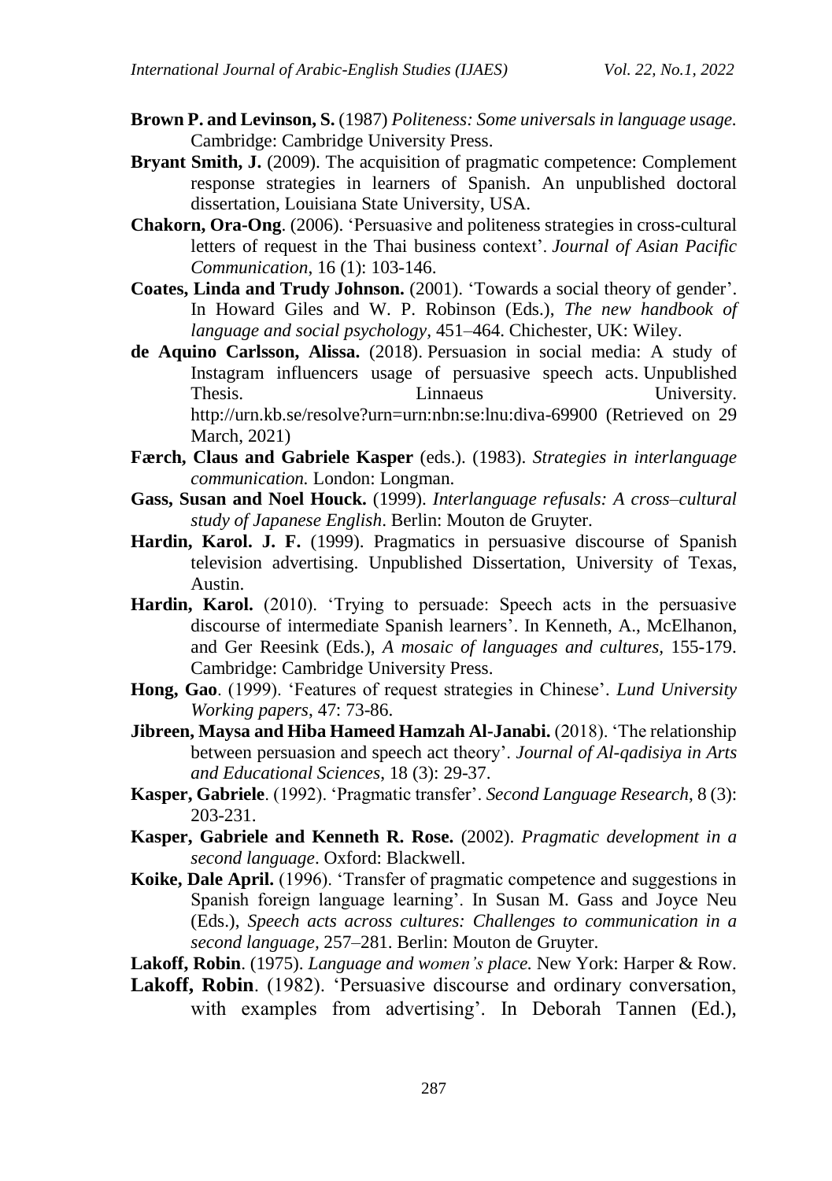**Brown P. and Levinson, S.** (1987) *Politeness: Some universals in language usage.* Cambridge: Cambridge University Press.

**Bryant Smith, J.** (2009). The acquisition of pragmatic competence: Complement response strategies in learners of Spanish. An unpublished doctoral dissertation, Louisiana State University, USA.

**Chakorn, Ora-Ong**. (2006). 'Persuasive and politeness strategies in cross-cultural letters of request in the Thai business context'. *Journal of Asian Pacific Communication*, 16 (1): 103-146.

**Coates, Linda and Trudy Johnson.** (2001). 'Towards a social theory of gender'. In Howard Giles and W. P. Robinson (Eds.), *The new handbook of language and social psychology,* 451–464. Chichester, UK: Wiley.

**de Aquino Carlsson, Alissa.** (2018). Persuasion in social media: A study of Instagram influencers usage of persuasive speech acts. Unpublished Thesis. Linnaeus University. http://urn.kb.se/resolve?urn=urn:nbn:se:lnu:diva-69900 (Retrieved on 29 March, 2021)

**Færch, Claus and Gabriele Kasper** (eds.). (1983). *Strategies in interlanguage communication.* London: Longman.

**Gass, Susan and Noel Houck.** (1999). *Interlanguage refusals: A cross–cultural study of Japanese English*. Berlin: Mouton de Gruyter.

**Hardin, Karol. J. F.** (1999). Pragmatics in persuasive discourse of Spanish television advertising. Unpublished Dissertation, University of Texas, Austin.

**Hardin, Karol.** (2010). 'Trying to persuade: Speech acts in the persuasive discourse of intermediate Spanish learners'. In Kenneth, A., McElhanon, and Ger Reesink (Eds.), *A mosaic of languages and cultures,* 155-179. Cambridge: Cambridge University Press.

**Hong, Gao**. (1999). 'Features of request strategies in Chinese'. *Lund University Working papers*, 47: 73-86.

**Jibreen, Maysa and Hiba Hameed Hamzah Al-Janabi.** (2018). 'The relationship between persuasion and speech act theory'. *Journal of Al-qadisiya in Arts and Educational Sciences*, 18 (3): 29-37.

**Kasper, Gabriele**. (1992). 'Pragmatic transfer'. *Second Language Research*, 8 (3): 203-231.

**Kasper, Gabriele and Kenneth R. Rose.** (2002). *Pragmatic development in a second language*. Oxford: Blackwell.

**Koike, Dale April.** (1996). 'Transfer of pragmatic competence and suggestions in Spanish foreign language learning'. In Susan M. Gass and Joyce Neu (Eds.), *Speech acts across cultures: Challenges to communication in a second language*, 257–281. Berlin: Mouton de Gruyter.

**Lakoff, Robin**. (1975). *Language and women's place.* New York: Harper & Row.

**Lakoff, Robin**. (1982). 'Persuasive discourse and ordinary conversation, with examples from advertising'. In Deborah Tannen (Ed.),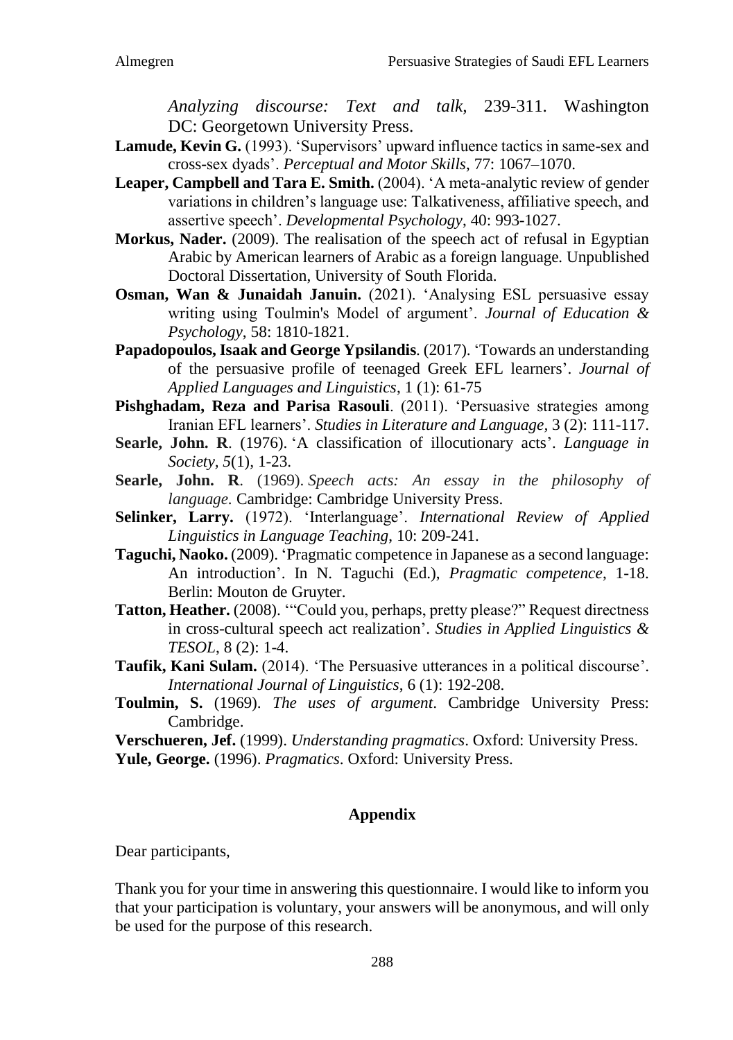*Analyzing discourse: Text and talk,* 239-311. Washington DC: Georgetown University Press.

**Lamude, Kevin G.** (1993). 'Supervisors' upward influence tactics in same-sex and cross-sex dyads'. *Perceptual and Motor Skills*, 77: 1067–1070.

**Leaper, Campbell and Tara E. Smith.** (2004). 'A meta-analytic review of gender variations in children's language use: Talkativeness, affiliative speech, and assertive speech'. *Developmental Psychology*, 40: 993-1027.

**Morkus, Nader.** (2009). The realisation of the speech act of refusal in Egyptian Arabic by American learners of Arabic as a foreign language. Unpublished Doctoral Dissertation, University of South Florida.

**Osman, Wan & Junaidah Januin.** (2021). 'Analysing ESL persuasive essay writing using Toulmin's Model of argument'. *Journal of Education & Psychology*, 58: 1810-1821.

**Papadopoulos, Isaak and George Ypsilandis**. (2017). 'Towards an understanding of the persuasive profile of teenaged Greek EFL learners'. *Journal of Applied Languages and Linguistics*, 1 (1): 61-75

**Pishghadam, Reza and Parisa Rasouli**. (2011). 'Persuasive strategies among Iranian EFL learners'. *Studies in Literature and Language*, 3 (2): 111-117.

**Searle, John. R**. (1976). 'A classification of illocutionary acts'. *Language in Society*, *5*(1), 1-23.

**Searle, John. R**. (1969). *Speech acts: An essay in the philosophy of language.* Cambridge: Cambridge University Press.

**Selinker, Larry.** (1972). 'Interlanguage'. *International Review of Applied Linguistics in Language Teaching*, 10: 209-241.

**Taguchi, Naoko.** (2009). 'Pragmatic competence in Japanese as a second language: An introduction'. In N. Taguchi (Ed.), *Pragmatic competence*, 1-18. Berlin: Mouton de Gruyter.

**Tatton, Heather.** (2008). '"Could you, perhaps, pretty please?" Request directness in cross-cultural speech act realization'. *Studies in Applied Linguistics & TESOL*, 8 (2): 1-4.

**Taufik, Kani Sulam.** (2014). 'The Persuasive utterances in a political discourse'. *International Journal of Linguistics*, 6 (1): 192-208.

**Toulmin, S.** (1969). *The uses of argument*. Cambridge University Press: Cambridge.

**Verschueren, Jef.** (1999). *Understanding pragmatics*. Oxford: University Press.

**Yule, George.** (1996). *Pragmatics*. Oxford: University Press.

## Appendix

Dear participants,

Thank you for your time in answering this questionnaire. I would like to inform you that your participation is voluntary, your answers will be anonymous, and will only be used for the purpose of this research.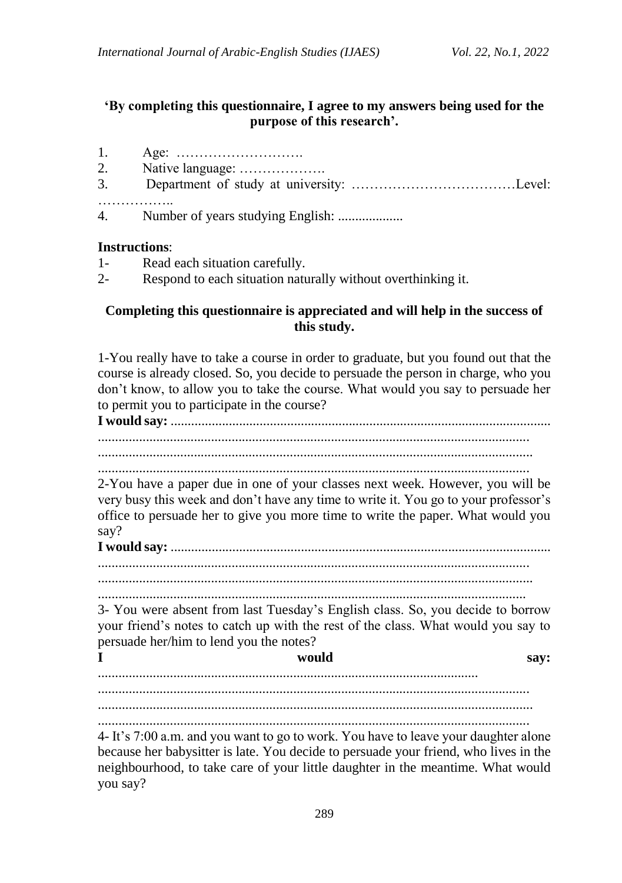**'By completing this questionnaire, I agree to my answers being used for the purpose of this research'.**

1. Age: ……………………….
2. Native language: ……………….
3. Department of study at university: ………………………………Level: ……………..
4. Number of years studying English: ..................

**Instructions**:

1- Read each situation carefully.

2- Respond to each situation naturally without overthinking it.

**Completing this questionnaire is appreciated and will help in the success of this study.**

1-You really have to take a course in order to graduate, but you found out that the course is already closed. So, you decide to persuade the person in charge, who you don't know, to allow you to take the course. What would you say to persuade her to permit you to participate in the course?

**I would say:** ............................................................................................................
............................................................................................................................
............................................................................................................................
............................................................................................................................

2-You have a paper due in one of your classes next week. However, you will be very busy this week and don't have any time to write it. You go to your professor's office to persuade her to give you more time to write the paper. What would you say?

**I would say:** ............................................................................................................
............................................................................................................................
............................................................................................................................
............................................................................................................................

3- You were absent from last Tuesday's English class. So, you decide to borrow your friend's notes to catch up with the rest of the class. What would you say to persuade her/him to lend you the notes?

**I would say:**
............................................................................................................................
............................................................................................................................
............................................................................................................................
............................................................................................................................

4- It's 7:00 a.m. and you want to go to work. You have to leave your daughter alone because her babysitter is late. You decide to persuade your friend, who lives in the neighbourhood, to take care of your little daughter in the meantime. What would you say?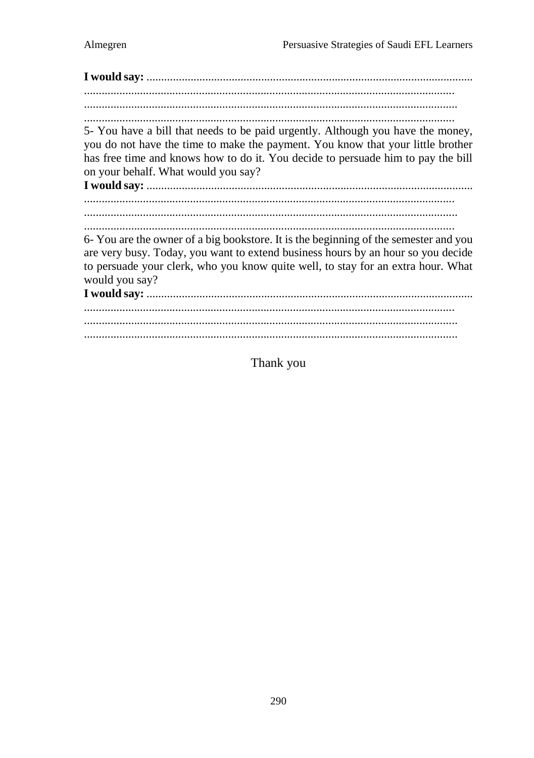**I would say:** ..............................................................................................................
..............................................................................................................................
..............................................................................................................................
..............................................................................................................................

5- You have a bill that needs to be paid urgently. Although you have the money, you do not have the time to make the payment. You know that your little brother has free time and knows how to do it. You decide to persuade him to pay the bill on your behalf. What would you say?

**I would say:** ..............................................................................................................
..............................................................................................................................
..............................................................................................................................
..............................................................................................................................

6- You are the owner of a big bookstore. It is the beginning of the semester and you are very busy. Today, you want to extend business hours by an hour so you decide to persuade your clerk, who you know quite well, to stay for an extra hour. What would you say?

**I would say:** ..............................................................................................................
..............................................................................................................................
..............................................................................................................................
..............................................................................................................................

Thank you